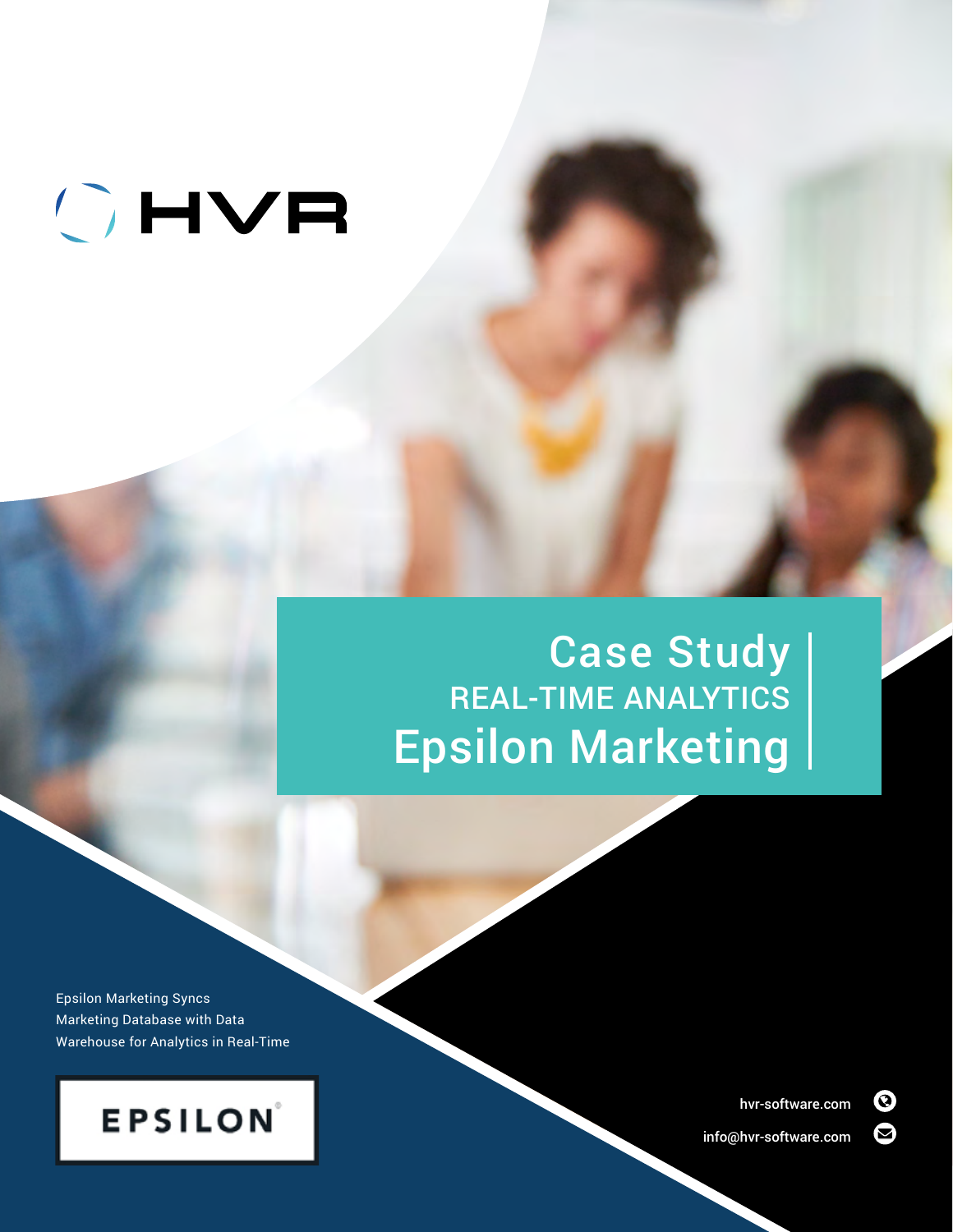HVR

# Case Study

## REAL-TIME ANALYTICS

# Epsilon Marketing

Epsilon Marketing Syncs Marketing Database with Data Warehouse for Analytics in Real-Time

EPSILON

hvr-software.com

info@hvr-software.com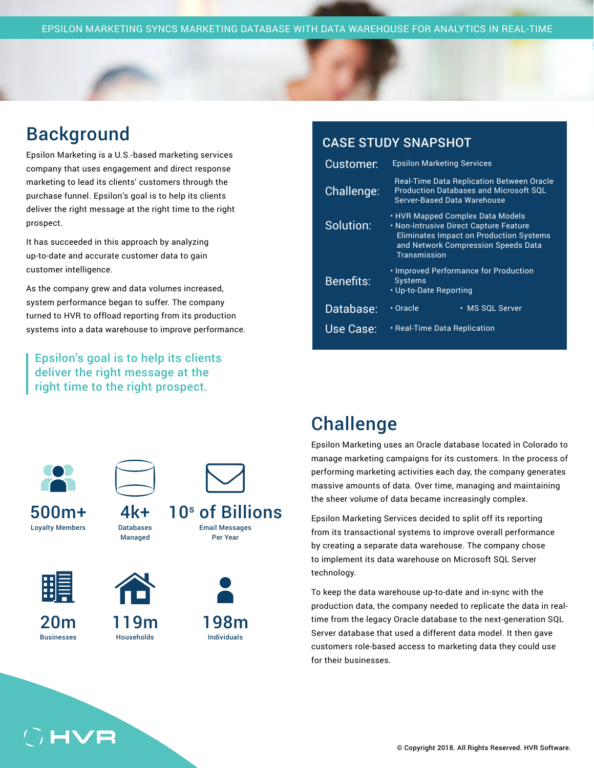EPSILON MARKETING SYNCS MARKETING DATABASE WITH DATA WAREHOUSE FOR ANALYTICS IN REAL-TIME

## Background

Epsilon Marketing is a U.S.-based marketing services company that uses engagement and direct response marketing to lead its clients' customers through the purchase funnel. Epsilon's goal is to help its clients deliver the right message at the right time to the right prospect.

It has succeeded in this approach by analyzing up-to-date and accurate customer data to gain customer intelligence.

As the company grew and data volumes increased, system performance began to suffer. The company turned to HVR to offload reporting from its production systems into a data warehouse to improve performance.

> Epsilon's goal is to help its clients deliver the right message at the right time to the right prospect.

### CASE STUDY SNAPSHOT

| | |
|---|---|
| Customer: | Epsilon Marketing Services |
| Challenge: | Real-Time Data Replication Between Oracle Production Databases and Microsoft SQL Server-Based Data Warehouse |
| Solution: | • HVR Mapped Complex Data Models<br>• Non-Intrusive Direct Capture Feature Eliminates Impact on Production Systems and Network Compression Speeds Data Transmission |
| Benefits: | • Improved Performance for Production Systems<br>• Up-to-Date Reporting |
| Database: | • Oracle • MS SQL Server |
| Use Case: | • Real-Time Data Replication |

**500m+** Loyalty Members

**4k+** Databases Managed

**10s of Billions** Email Messages Per Year

**20m** Businesses

**119m** Households

**198m** Individuals

## Challenge

Epsilon Marketing uses an Oracle database located in Colorado to manage marketing campaigns for its customers. In the process of performing marketing activities each day, the company generates massive amounts of data. Over time, managing and maintaining the sheer volume of data became increasingly complex.

Epsilon Marketing Services decided to split off its reporting from its transactional systems to improve overall performance by creating a separate data warehouse. The company chose to implement its data warehouse on Microsoft SQL Server technology.

To keep the data warehouse up-to-date and in-sync with the production data, the company needed to replicate the data in real-time from the legacy Oracle database to the next-generation SQL Server database that used a different data model. It then gave customers role-based access to marketing data they could use for their businesses.

© Copyright 2018. All Rights Reserved. HVR Software.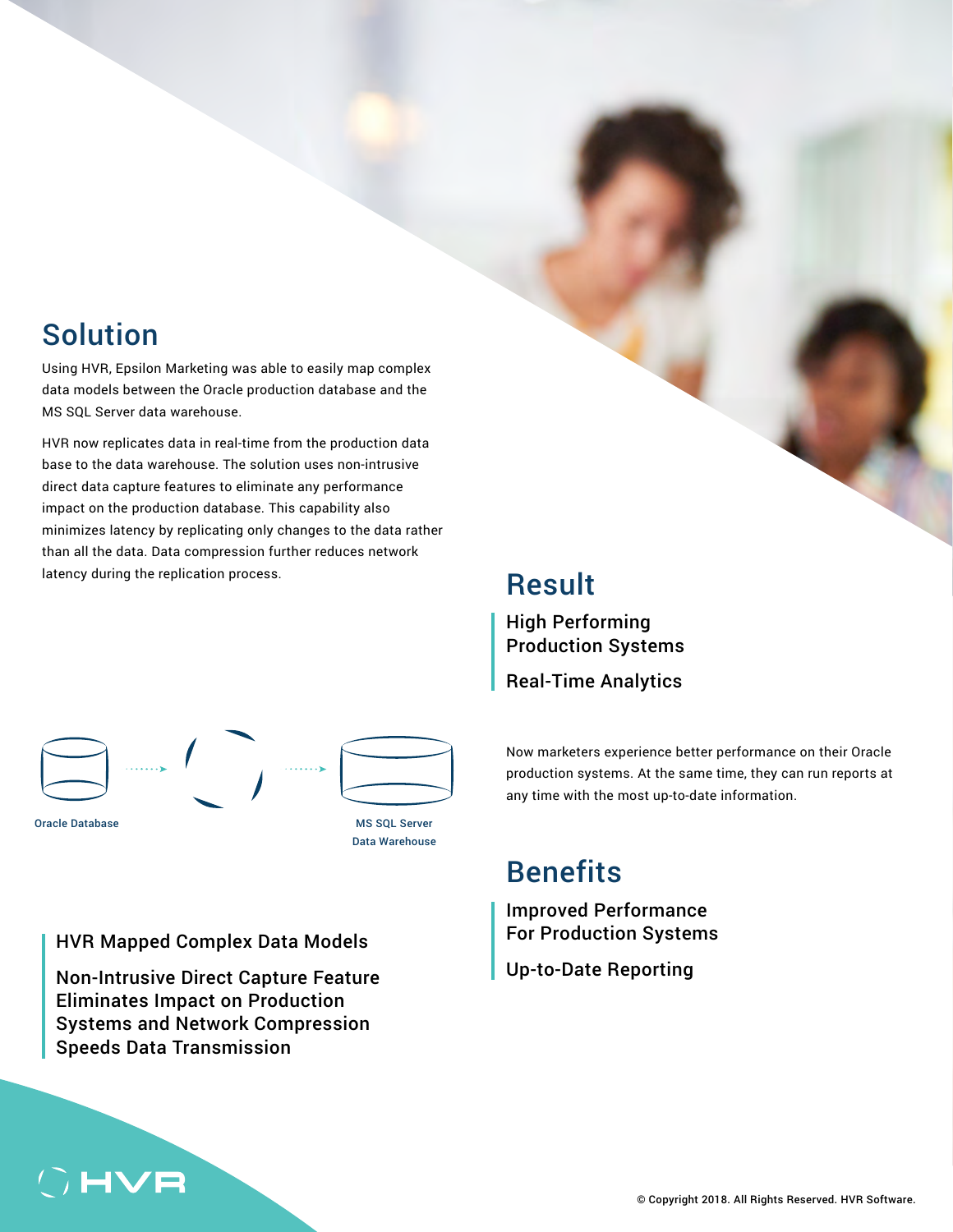## Solution

Using HVR, Epsilon Marketing was able to easily map complex data models between the Oracle production database and the MS SQL Server data warehouse.

HVR now replicates data in real-time from the production data base to the data warehouse. The solution uses non-intrusive direct data capture features to eliminate any performance impact on the production database. This capability also minimizes latency by replicating only changes to the data rather than all the data. Data compression further reduces network latency during the replication process.

Oracle Database

MS SQL Server Data Warehouse

HVR Mapped Complex Data Models

Non-Intrusive Direct Capture Feature Eliminates Impact on Production Systems and Network Compression Speeds Data Transmission

## Result

High Performing Production Systems

Real-Time Analytics

Now marketers experience better performance on their Oracle production systems. At the same time, they can run reports at any time with the most up-to-date information.

## Benefits

Improved Performance For Production Systems

Up-to-Date Reporting

© Copyright 2018. All Rights Reserved. HVR Software.